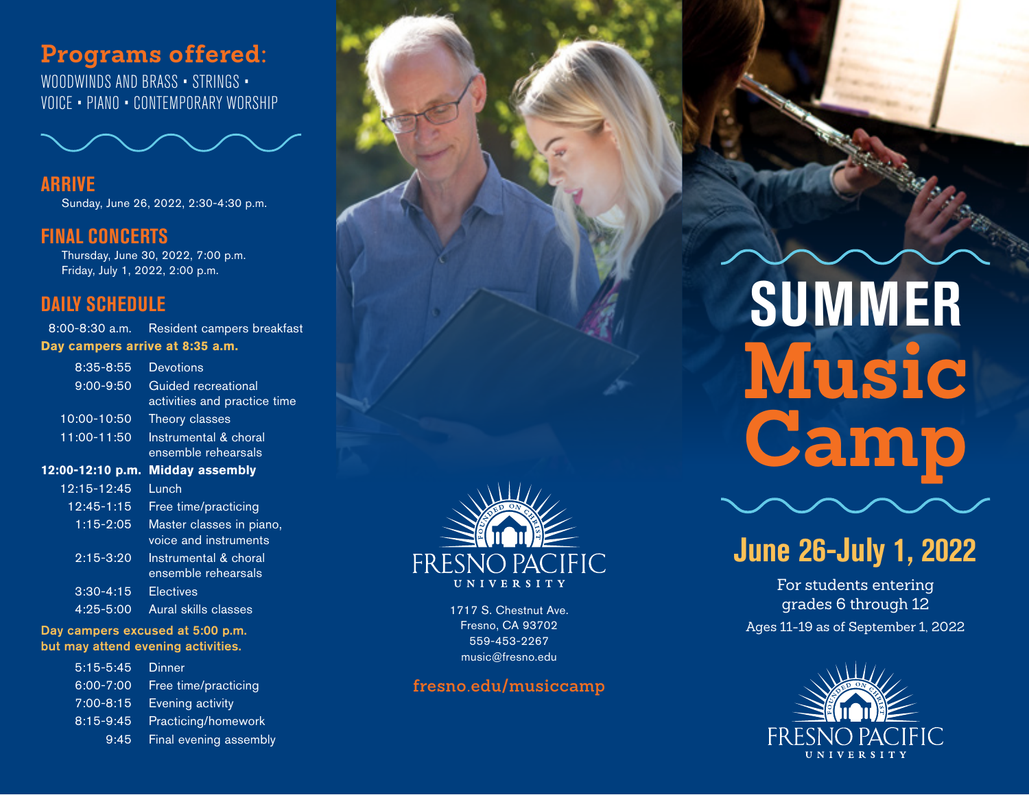## Programs offered:

WOODWINDS AND BRASS • STRINGS • VOICE • PIANO • CONTEMPORARY WORSHIP

### ARRIVE

Sunday, June 26, 2022, 2:30-4:30 p.m.

### FINAL CONCERTS

Thursday, June 30, 2022, 7:00 p.m.
Friday, July 1, 2022, 2:00 p.m.

### DAILY SCHEDULE

8:00-8:30 a.m. Resident campers breakfast

**Day campers arrive at 8:35 a.m.**

| | |
|---|---|
| 8:35-8:55 | Devotions |
| 9:00-9:50 | Guided recreational activities and practice time |
| 10:00-10:50 | Theory classes |
| 11:00-11:50 | Instrumental & choral ensemble rehearsals |
| **12:00-12:10 p.m.** | **Midday assembly** |
| 12:15-12:45 | Lunch |
| 12:45-1:15 | Free time/practicing |
| 1:15-2:05 | Master classes in piano, voice and instruments |
| 2:15-3:20 | Instrumental & choral ensemble rehearsals |
| 3:30-4:15 | Electives |
| 4:25-5:00 | Aural skills classes |

**Day campers excused at 5:00 p.m. but may attend evening activities.**

| | |
|---|---|
| 5:15-5:45 | Dinner |
| 6:00-7:00 | Free time/practicing |
| 7:00-8:15 | Evening activity |
| 8:15-9:45 | Practicing/homework |
| 9:45 | Final evening assembly |

FOUNDED ON CHRIST
FRESNO PACIFIC UNIVERSITY

1717 S. Chestnut Ave.
Fresno, CA 93702
559-453-2267
music@fresno.edu

fresno.edu/musiccamp

# SUMMER Music Camp

## June 26-July 1, 2022

For students entering grades 6 through 12
Ages 11-19 as of September 1, 2022

FOUNDED ON CHRIST
FRESNO PACIFIC UNIVERSITY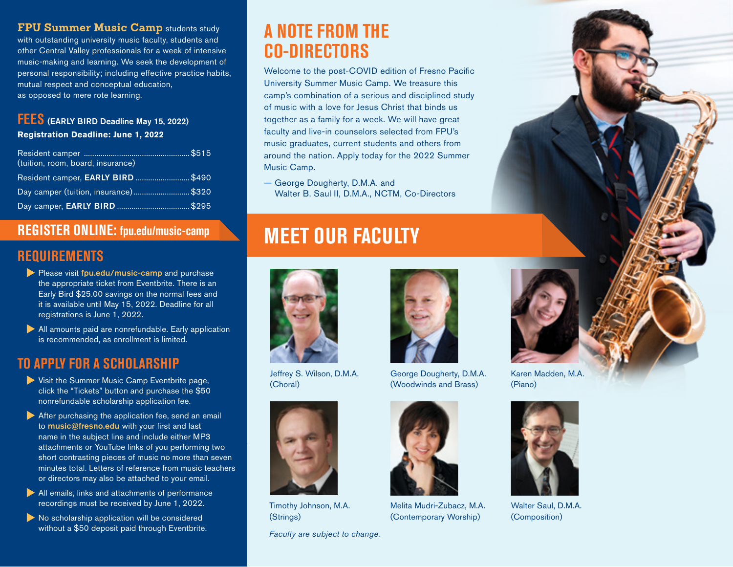**FPU Summer Music Camp** students study with outstanding university music faculty, students and other Central Valley professionals for a week of intensive music-making and learning. We seek the development of personal responsibility; including effective practice habits, mutual respect and conceptual education, as opposed to mere rote learning.

## FEES (EARLY BIRD Deadline May 15, 2022)

**Registration Deadline: June 1, 2022**

| | |
|---|---|
| Resident camper (tuition, room, board, insurance) | $515 |
| Resident camper, **EARLY BIRD** | $490 |
| Day camper (tuition, insurance) | $320 |
| Day camper, **EARLY BIRD** | $295 |

## REGISTER ONLINE: fpu.edu/music-camp

## REQUIREMENTS

- Please visit **fpu.edu/music-camp** and purchase the appropriate ticket from Eventbrite. There is an Early Bird $25.00 savings on the normal fees and it is available until May 15, 2022. Deadline for all registrations is June 1, 2022.
- All amounts paid are nonrefundable. Early application is recommended, as enrollment is limited.

## TO APPLY FOR A SCHOLARSHIP

- Visit the Summer Music Camp Eventbrite page, click the "Tickets" button and purchase the $50 nonrefundable scholarship application fee.
- After purchasing the application fee, send an email to **music@fresno.edu** with your first and last name in the subject line and include either MP3 attachments or YouTube links of you performing two short contrasting pieces of music no more than seven minutes total. Letters of reference from music teachers or directors may also be attached to your email.
- All emails, links and attachments of performance recordings must be received by June 1, 2022.
- No scholarship application will be considered without a $50 deposit paid through Eventbrite.

## A NOTE FROM THE CO-DIRECTORS

Welcome to the post-COVID edition of Fresno Pacific University Summer Music Camp. We treasure this camp's combination of a serious and disciplined study of music with a love for Jesus Christ that binds us together as a family for a week. We will have great faculty and live-in counselors selected from FPU's music graduates, current students and others from around the nation. Apply today for the 2022 Summer Music Camp.

— George Dougherty, D.M.A. and
Walter B. Saul II, D.M.A., NCTM, Co-Directors

## MEET OUR FACULTY

Jeffrey S. Wilson, D.M.A.
(Choral)

George Dougherty, D.M.A.
(Woodwinds and Brass)

Karen Madden, M.A.
(Piano)

Timothy Johnson, M.A.
(Strings)

Melita Mudri-Zubacz, M.A.
(Contemporary Worship)

Walter Saul, D.M.A.
(Composition)

*Faculty are subject to change.*